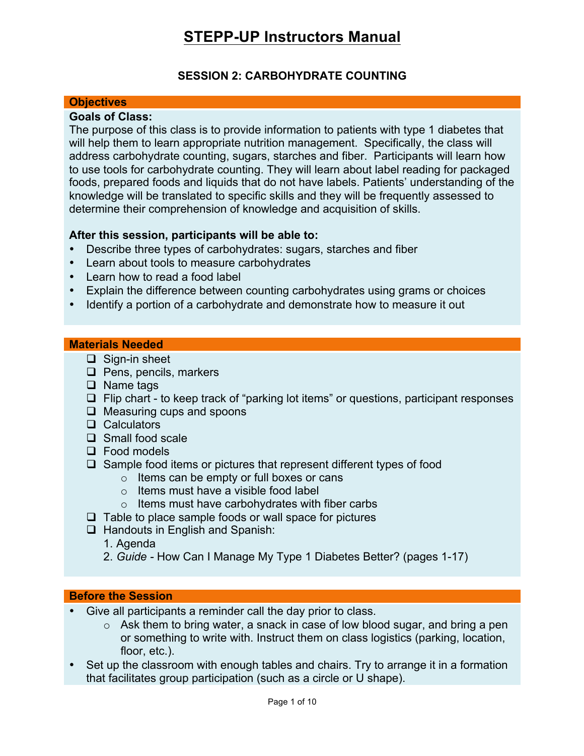# STEPP-UP Instructors Manual

## SESSION 2: CARBOHYDRATE COUNTING

### Objectives

**Goals of Class:**

The purpose of this class is to provide information to patients with type 1 diabetes that will help them to learn appropriate nutrition management. Specifically, the class will address carbohydrate counting, sugars, starches and fiber. Participants will learn how to use tools for carbohydrate counting. They will learn about label reading for packaged foods, prepared foods and liquids that do not have labels. Patients' understanding of the knowledge will be translated to specific skills and they will be frequently assessed to determine their comprehension of knowledge and acquisition of skills.

**After this session, participants will be able to:**

- Describe three types of carbohydrates: sugars, starches and fiber
- Learn about tools to measure carbohydrates
- Learn how to read a food label
- Explain the difference between counting carbohydrates using grams or choices
- Identify a portion of a carbohydrate and demonstrate how to measure it out

### Materials Needed

- ❑ Sign-in sheet
- ❑ Pens, pencils, markers
- ❑ Name tags
- ❑ Flip chart - to keep track of "parking lot items" or questions, participant responses
- ❑ Measuring cups and spoons
- ❑ Calculators
- ❑ Small food scale
- ❑ Food models
- ❑ Sample food items or pictures that represent different types of food
  - Items can be empty or full boxes or cans
  - Items must have a visible food label
  - Items must have carbohydrates with fiber carbs
- ❑ Table to place sample foods or wall space for pictures
- ❑ Handouts in English and Spanish:
  1. Agenda
  2. *Guide* - How Can I Manage My Type 1 Diabetes Better? (pages 1-17)

### Before the Session

- Give all participants a reminder call the day prior to class.
  - Ask them to bring water, a snack in case of low blood sugar, and bring a pen or something to write with. Instruct them on class logistics (parking, location, floor, etc.).
- Set up the classroom with enough tables and chairs. Try to arrange it in a formation that facilitates group participation (such as a circle or U shape).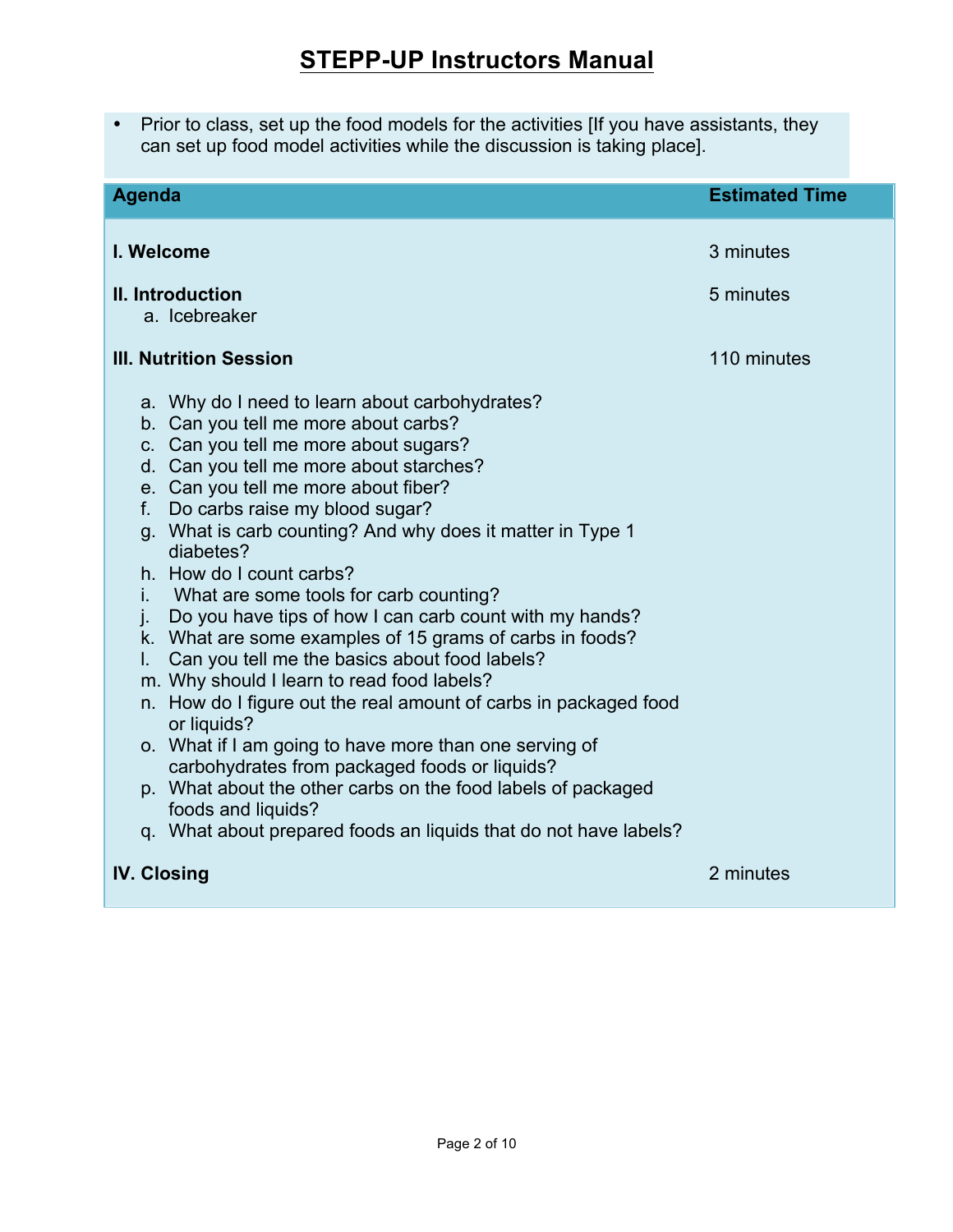- Prior to class, set up the food models for the activities [If you have assistants, they can set up food model activities while the discussion is taking place].

| Agenda | Estimated Time |
|---|---|
| **I. Welcome** | 3 minutes |
| **II. Introduction**<br>a. Icebreaker | 5 minutes |
| **III. Nutrition Session**<br>a. Why do I need to learn about carbohydrates?<br>b. Can you tell me more about carbs?<br>c. Can you tell me more about sugars?<br>d. Can you tell me more about starches?<br>e. Can you tell me more about fiber?<br>f. Do carbs raise my blood sugar?<br>g. What is carb counting? And why does it matter in Type 1 diabetes?<br>h. How do I count carbs?<br>i. What are some tools for carb counting?<br>j. Do you have tips of how I can carb count with my hands?<br>k. What are some examples of 15 grams of carbs in foods?<br>l. Can you tell me the basics about food labels?<br>m. Why should I learn to read food labels?<br>n. How do I figure out the real amount of carbs in packaged food or liquids?<br>o. What if I am going to have more than one serving of carbohydrates from packaged foods or liquids?<br>p. What about the other carbs on the food labels of packaged foods and liquids?<br>q. What about prepared foods an liquids that do not have labels? | 110 minutes |
| **IV. Closing** | 2 minutes |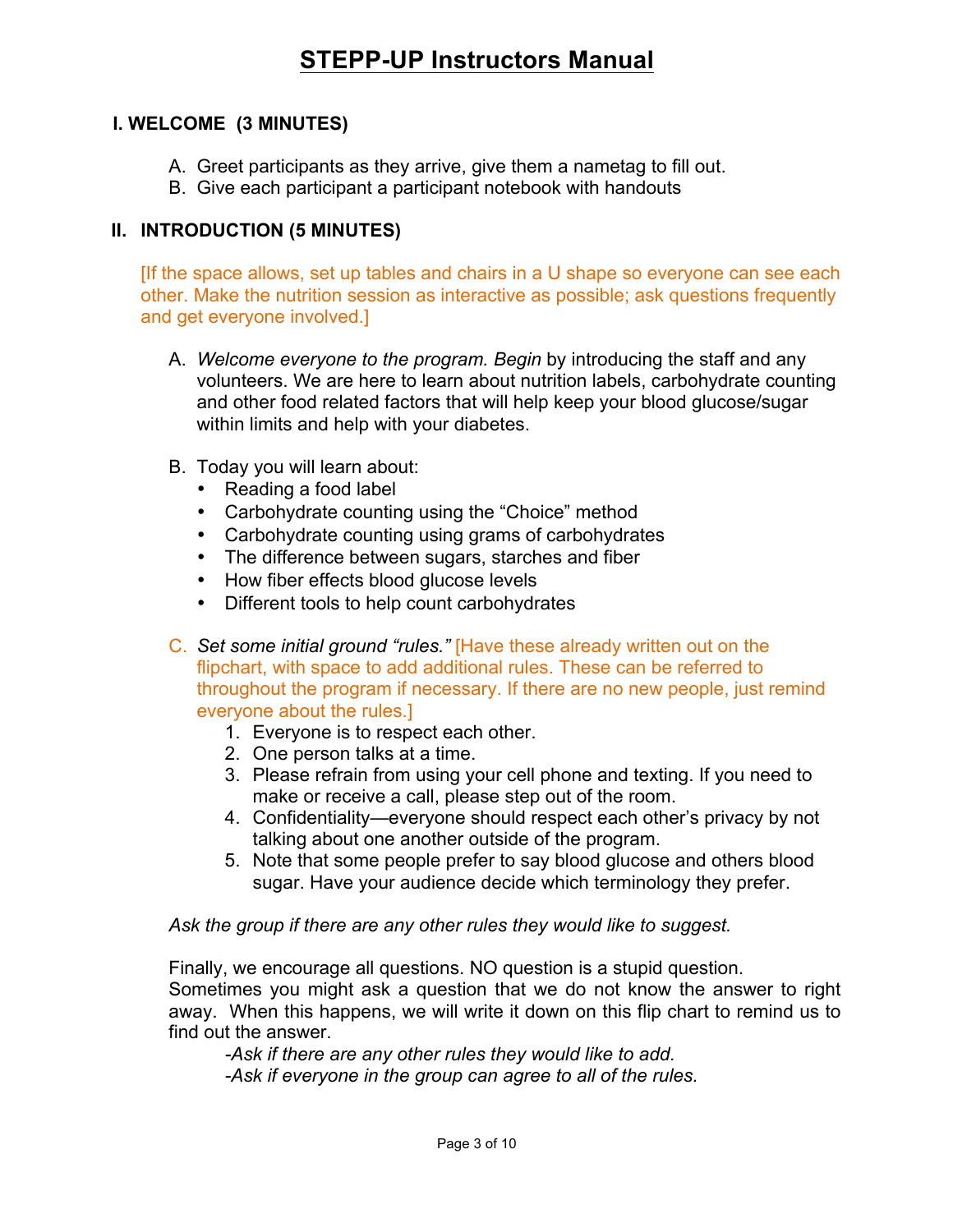# STEPP-UP Instructors Manual

## I. WELCOME (3 MINUTES)

A. Greet participants as they arrive, give them a nametag to fill out.
B. Give each participant a participant notebook with handouts

## II. INTRODUCTION (5 MINUTES)

[If the space allows, set up tables and chairs in a U shape so everyone can see each other. Make the nutrition session as interactive as possible; ask questions frequently and get everyone involved.]

A. *Welcome everyone to the program. Begin* by introducing the staff and any volunteers. We are here to learn about nutrition labels, carbohydrate counting and other food related factors that will help keep your blood glucose/sugar within limits and help with your diabetes.

B. Today you will learn about:
   - Reading a food label
   - Carbohydrate counting using the "Choice" method
   - Carbohydrate counting using grams of carbohydrates
   - The difference between sugars, starches and fiber
   - How fiber effects blood glucose levels
   - Different tools to help count carbohydrates

C. *Set some initial ground "rules."* [Have these already written out on the flipchart, with space to add additional rules. These can be referred to throughout the program if necessary. If there are no new people, just remind everyone about the rules.]
   1. Everyone is to respect each other.
   2. One person talks at a time.
   3. Please refrain from using your cell phone and texting. If you need to make or receive a call, please step out of the room.
   4. Confidentiality—everyone should respect each other's privacy by not talking about one another outside of the program.
   5. Note that some people prefer to say blood glucose and others blood sugar. Have your audience decide which terminology they prefer.

*Ask the group if there are any other rules they would like to suggest.*

Finally, we encourage all questions. NO question is a stupid question. Sometimes you might ask a question that we do not know the answer to right away. When this happens, we will write it down on this flip chart to remind us to find out the answer.

*-Ask if there are any other rules they would like to add.*
*-Ask if everyone in the group can agree to all of the rules.*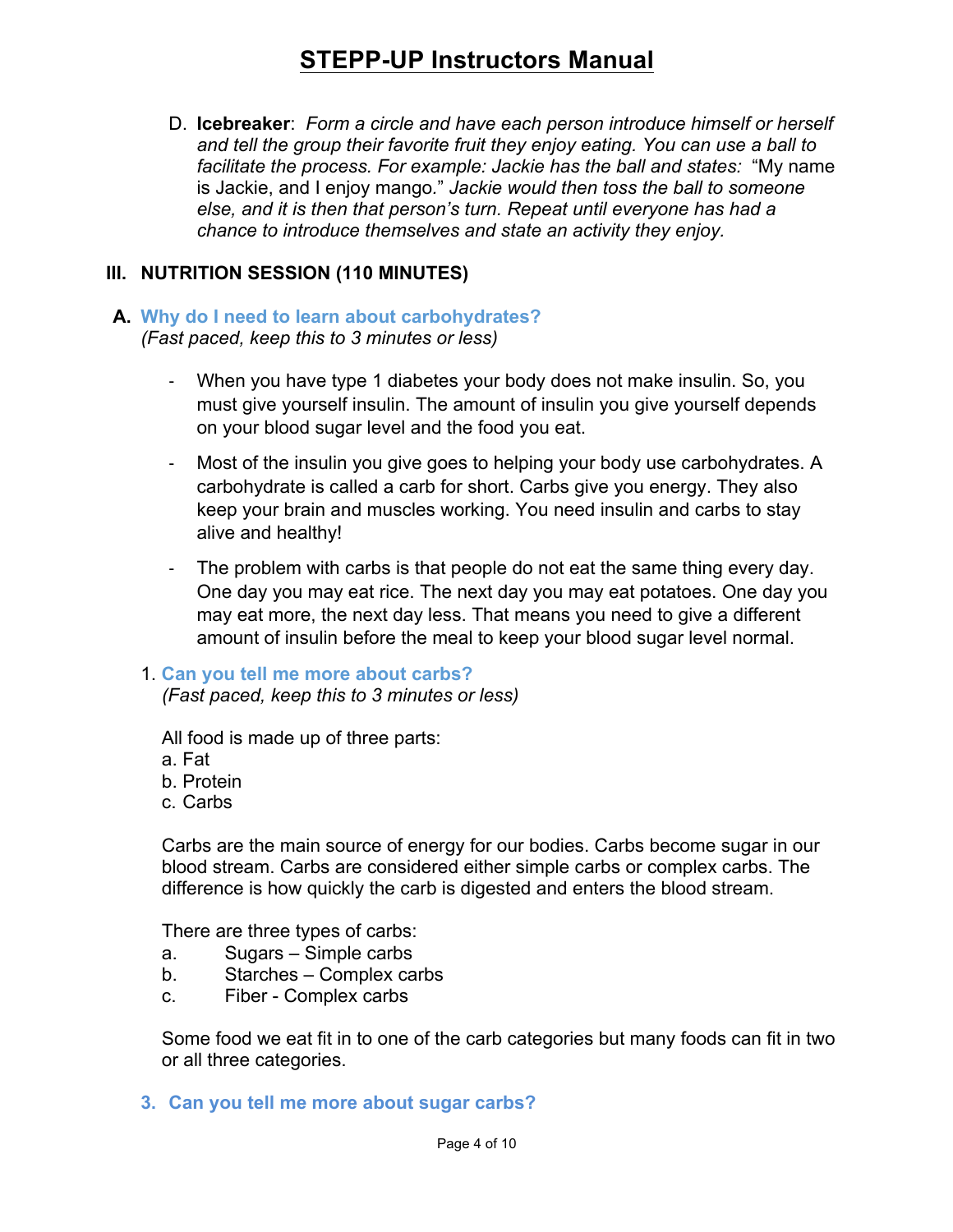D. **Icebreaker**: *Form a circle and have each person introduce himself or herself and tell the group their favorite fruit they enjoy eating. You can use a ball to facilitate the process. For example: Jackie has the ball and states:* "My name is Jackie, and I enjoy mango." *Jackie would then toss the ball to someone else, and it is then that person's turn. Repeat until everyone has had a chance to introduce themselves and state an activity they enjoy.*

## III. NUTRITION SESSION (110 MINUTES)

### A. Why do I need to learn about carbohydrates?

*(Fast paced, keep this to 3 minutes or less)*

- When you have type 1 diabetes your body does not make insulin. So, you must give yourself insulin. The amount of insulin you give yourself depends on your blood sugar level and the food you eat.
- Most of the insulin you give goes to helping your body use carbohydrates. A carbohydrate is called a carb for short. Carbs give you energy. They also keep your brain and muscles working. You need insulin and carbs to stay alive and healthy!
- The problem with carbs is that people do not eat the same thing every day. One day you may eat rice. The next day you may eat potatoes. One day you may eat more, the next day less. That means you need to give a different amount of insulin before the meal to keep your blood sugar level normal.

### 1. Can you tell me more about carbs?

*(Fast paced, keep this to 3 minutes or less)*

All food is made up of three parts:

a. Fat  
b. Protein  
c. Carbs

Carbs are the main source of energy for our bodies. Carbs become sugar in our blood stream. Carbs are considered either simple carbs or complex carbs. The difference is how quickly the carb is digested and enters the blood stream.

There are three types of carbs:

a. Sugars – Simple carbs  
b. Starches – Complex carbs  
c. Fiber - Complex carbs

Some food we eat fit in to one of the carb categories but many foods can fit in two or all three categories.

### 3. Can you tell me more about sugar carbs?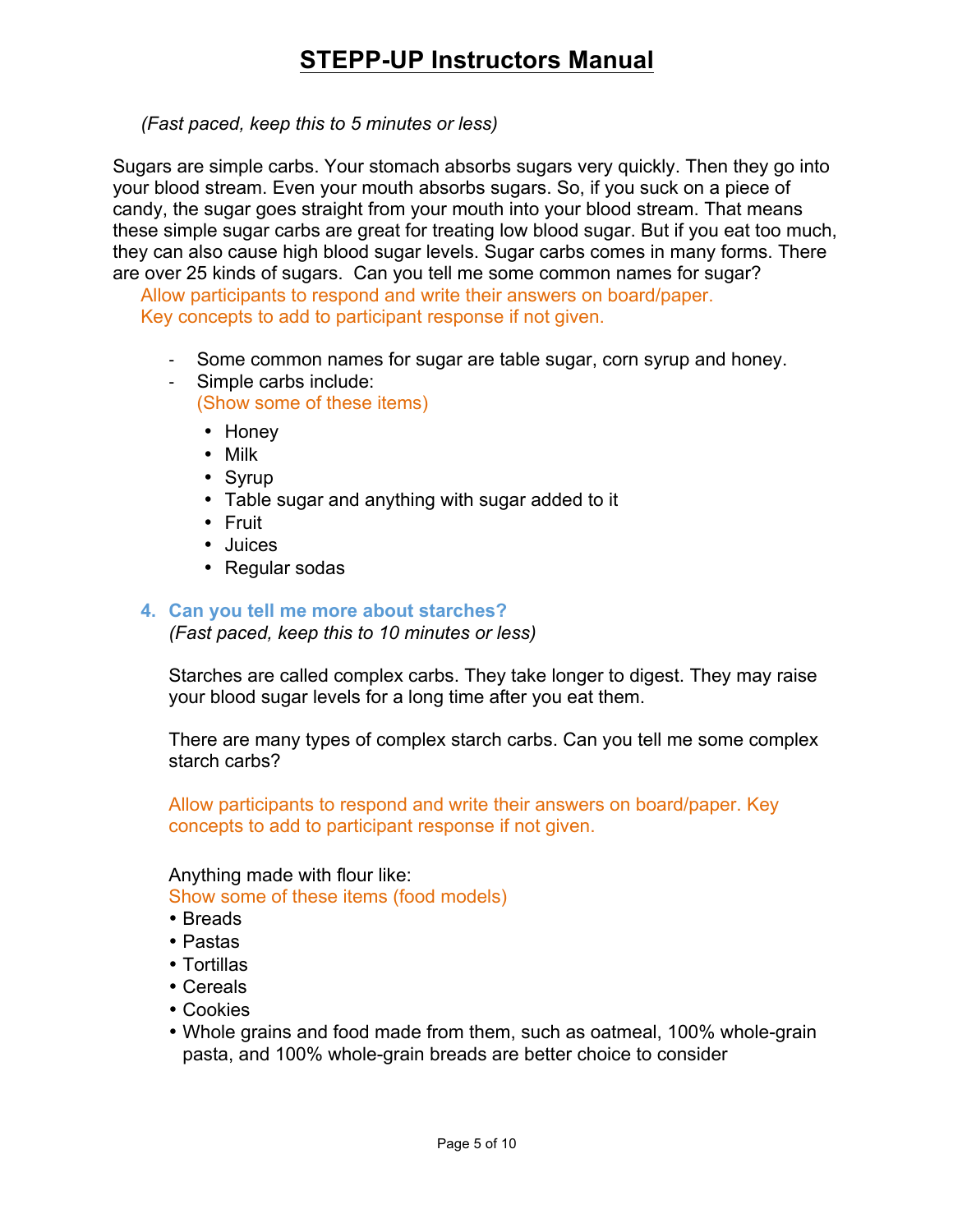*(Fast paced, keep this to 5 minutes or less)*

Sugars are simple carbs. Your stomach absorbs sugars very quickly. Then they go into your blood stream. Even your mouth absorbs sugars. So, if you suck on a piece of candy, the sugar goes straight from your mouth into your blood stream. That means these simple sugar carbs are great for treating low blood sugar. But if you eat too much, they can also cause high blood sugar levels. Sugar carbs comes in many forms. There are over 25 kinds of sugars. Can you tell me some common names for sugar?

Allow participants to respond and write their answers on board/paper.
Key concepts to add to participant response if not given.

- Some common names for sugar are table sugar, corn syrup and honey.
- Simple carbs include:
  (Show some of these items)
  - Honey
  - Milk
  - Syrup
  - Table sugar and anything with sugar added to it
  - Fruit
  - Juices
  - Regular sodas

### 4. Can you tell me more about starches?

*(Fast paced, keep this to 10 minutes or less)*

Starches are called complex carbs. They take longer to digest. They may raise your blood sugar levels for a long time after you eat them.

There are many types of complex starch carbs. Can you tell me some complex starch carbs?

Allow participants to respond and write their answers on board/paper. Key concepts to add to participant response if not given.

Anything made with flour like:
Show some of these items (food models)

- Breads
- Pastas
- Tortillas
- Cereals
- Cookies
- Whole grains and food made from them, such as oatmeal, 100% whole-grain pasta, and 100% whole-grain breads are better choice to consider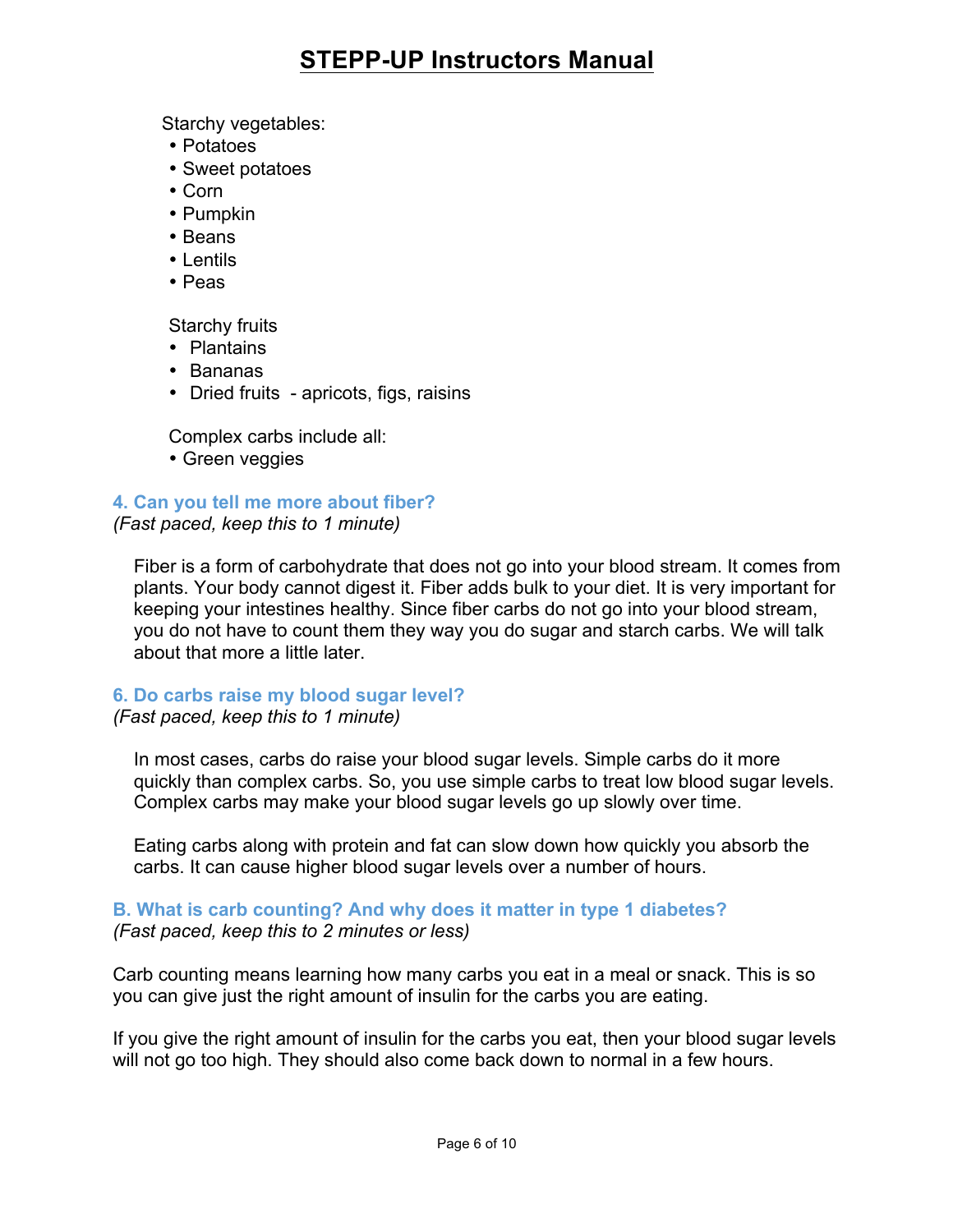Starchy vegetables:
- Potatoes
- Sweet potatoes
- Corn
- Pumpkin
- Beans
- Lentils
- Peas

Starchy fruits
- Plantains
- Bananas
- Dried fruits - apricots, figs, raisins

Complex carbs include all:
- Green veggies

### 4. Can you tell me more about fiber?

*(Fast paced, keep this to 1 minute)*

Fiber is a form of carbohydrate that does not go into your blood stream. It comes from plants. Your body cannot digest it. Fiber adds bulk to your diet. It is very important for keeping your intestines healthy. Since fiber carbs do not go into your blood stream, you do not have to count them they way you do sugar and starch carbs. We will talk about that more a little later.

### 6. Do carbs raise my blood sugar level?

*(Fast paced, keep this to 1 minute)*

In most cases, carbs do raise your blood sugar levels. Simple carbs do it more quickly than complex carbs. So, you use simple carbs to treat low blood sugar levels. Complex carbs may make your blood sugar levels go up slowly over time.

Eating carbs along with protein and fat can slow down how quickly you absorb the carbs. It can cause higher blood sugar levels over a number of hours.

### B. What is carb counting? And why does it matter in type 1 diabetes?

*(Fast paced, keep this to 2 minutes or less)*

Carb counting means learning how many carbs you eat in a meal or snack. This is so you can give just the right amount of insulin for the carbs you are eating.

If you give the right amount of insulin for the carbs you eat, then your blood sugar levels will not go too high. They should also come back down to normal in a few hours.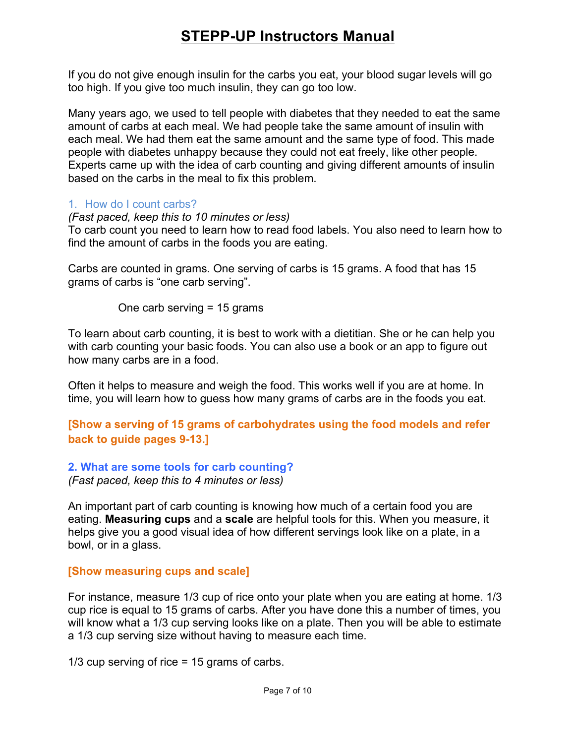If you do not give enough insulin for the carbs you eat, your blood sugar levels will go too high. If you give too much insulin, they can go too low.

Many years ago, we used to tell people with diabetes that they needed to eat the same amount of carbs at each meal. We had people take the same amount of insulin with each meal. We had them eat the same amount and the same type of food. This made people with diabetes unhappy because they could not eat freely, like other people. Experts came up with the idea of carb counting and giving different amounts of insulin based on the carbs in the meal to fix this problem.

### 1. How do I count carbs?

*(Fast paced, keep this to 10 minutes or less)*

To carb count you need to learn how to read food labels. You also need to learn how to find the amount of carbs in the foods you are eating.

Carbs are counted in grams. One serving of carbs is 15 grams. A food that has 15 grams of carbs is "one carb serving".

One carb serving = 15 grams

To learn about carb counting, it is best to work with a dietitian. She or he can help you with carb counting your basic foods. You can also use a book or an app to figure out how many carbs are in a food.

Often it helps to measure and weigh the food. This works well if you are at home. In time, you will learn how to guess how many grams of carbs are in the foods you eat.

**[Show a serving of 15 grams of carbohydrates using the food models and refer back to guide pages 9-13.]**

### 2. What are some tools for carb counting?

*(Fast paced, keep this to 4 minutes or less)*

An important part of carb counting is knowing how much of a certain food you are eating. **Measuring cups** and a **scale** are helpful tools for this. When you measure, it helps give you a good visual idea of how different servings look like on a plate, in a bowl, or in a glass.

**[Show measuring cups and scale]**

For instance, measure 1/3 cup of rice onto your plate when you are eating at home. 1/3 cup rice is equal to 15 grams of carbs. After you have done this a number of times, you will know what a 1/3 cup serving looks like on a plate. Then you will be able to estimate a 1/3 cup serving size without having to measure each time.

1/3 cup serving of rice = 15 grams of carbs.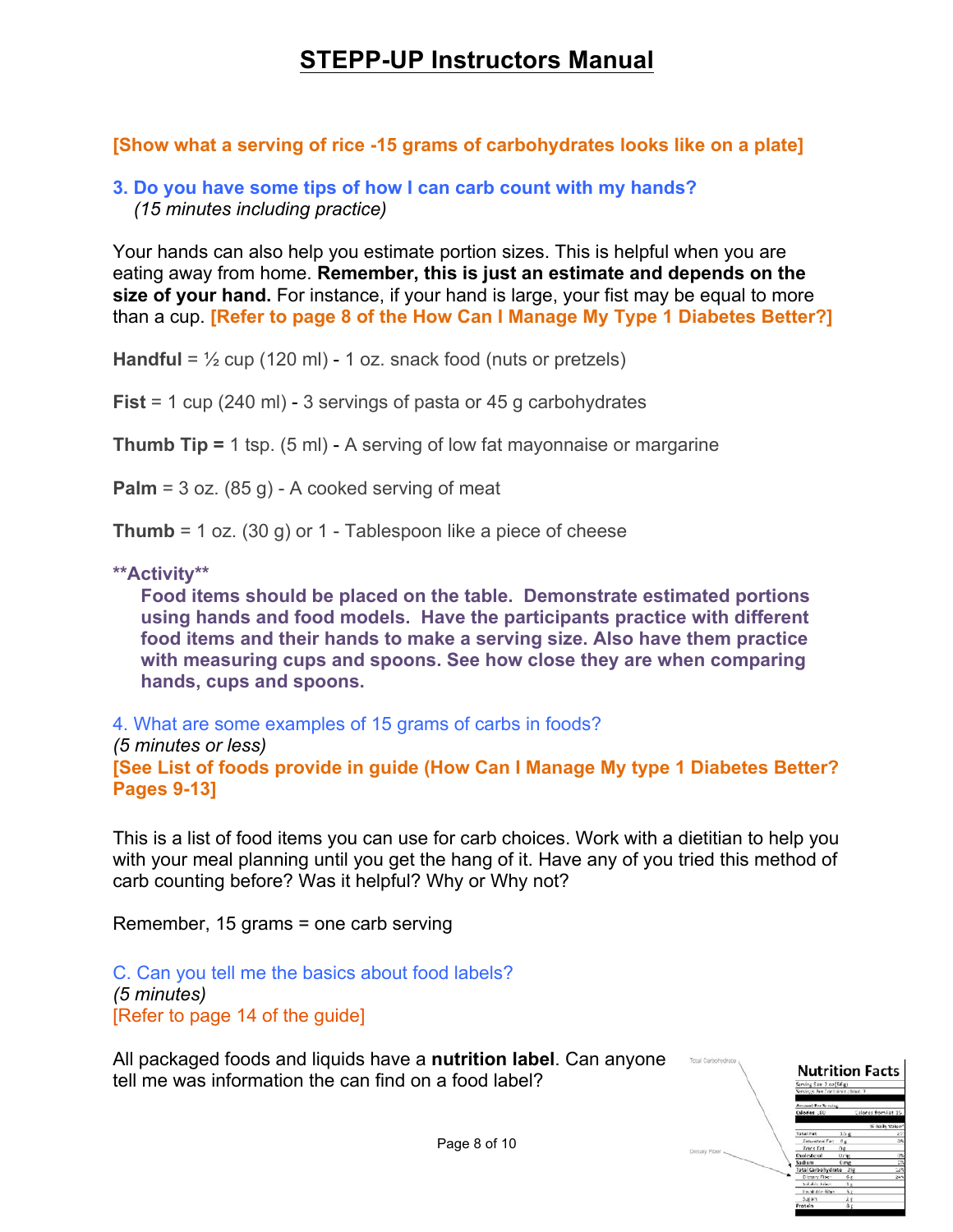**[Show what a serving of rice -15 grams of carbohydrates looks like on a plate]**

### 3. Do you have some tips of how I can carb count with my hands?

*(15 minutes including practice)*

Your hands can also help you estimate portion sizes. This is helpful when you are eating away from home. **Remember, this is just an estimate and depends on the size of your hand.** For instance, if your hand is large, your fist may be equal to more than a cup. **[Refer to page 8 of the How Can I Manage My Type 1 Diabetes Better?]**

**Handful** = ½ cup (120 ml) - 1 oz. snack food (nuts or pretzels)

**Fist** = 1 cup (240 ml) - 3 servings of pasta or 45 g carbohydrates

**Thumb Tip =** 1 tsp. (5 ml) - A serving of low fat mayonnaise or margarine

**Palm** = 3 oz. (85 g) - A cooked serving of meat

**Thumb** = 1 oz. (30 g) or 1 - Tablespoon like a piece of cheese

**\*\*Activity\*\***

**Food items should be placed on the table. Demonstrate estimated portions using hands and food models. Have the participants practice with different food items and their hands to make a serving size. Also have them practice with measuring cups and spoons. See how close they are when comparing hands, cups and spoons.**

### 4. What are some examples of 15 grams of carbs in foods?

*(5 minutes or less)*

**[See List of foods provide in guide (How Can I Manage My type 1 Diabetes Better? Pages 9-13]**

This is a list of food items you can use for carb choices. Work with a dietitian to help you with your meal planning until you get the hang of it. Have any of you tried this method of carb counting before? Was it helpful? Why or Why not?

Remember, 15 grams = one carb serving

### C. Can you tell me the basics about food labels?

*(5 minutes)*

[Refer to page 14 of the guide]

All packaged foods and liquids have a **nutrition label**. Can anyone tell me was information the can find on a food label?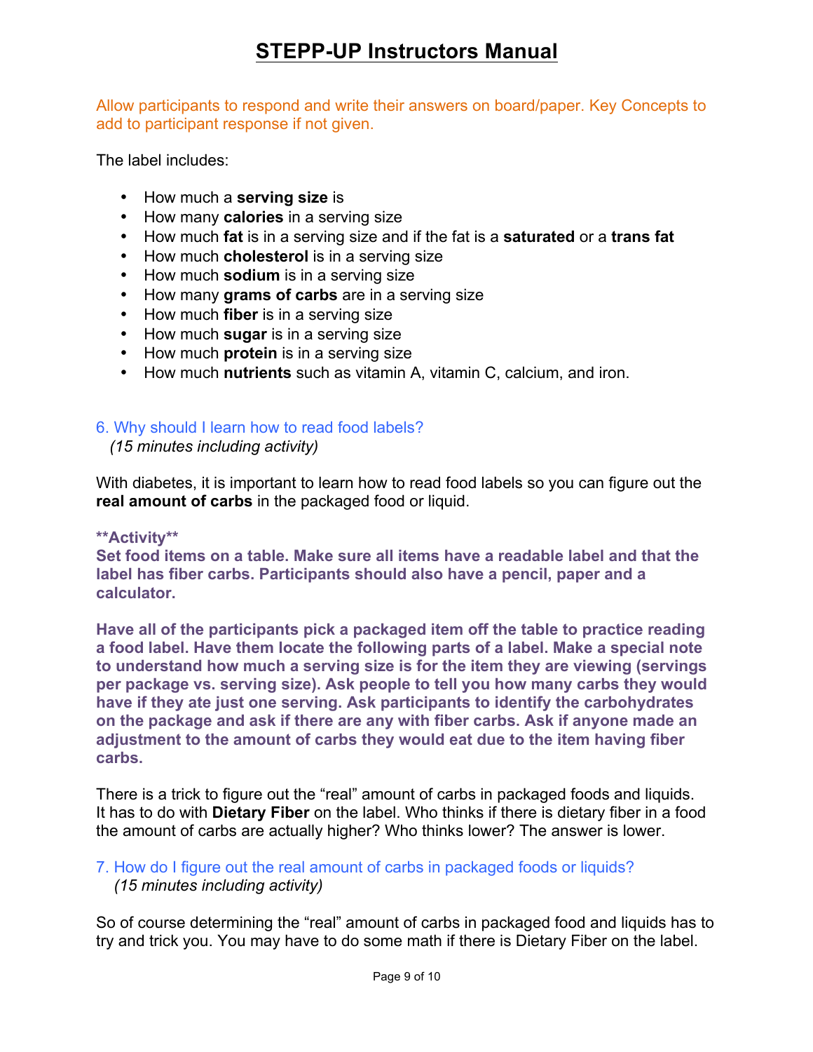Allow participants to respond and write their answers on board/paper. Key Concepts to add to participant response if not given.

The label includes:

- How much a **serving size** is
- How many **calories** in a serving size
- How much **fat** is in a serving size and if the fat is a **saturated** or a **trans fat**
- How much **cholesterol** is in a serving size
- How much **sodium** is in a serving size
- How many **grams of carbs** are in a serving size
- How much **fiber** is in a serving size
- How much **sugar** is in a serving size
- How much **protein** is in a serving size
- How much **nutrients** such as vitamin A, vitamin C, calcium, and iron.

### 6. Why should I learn how to read food labels?

*(15 minutes including activity)*

With diabetes, it is important to learn how to read food labels so you can figure out the **real amount of carbs** in the packaged food or liquid.

**\*\*Activity\*\***
**Set food items on a table. Make sure all items have a readable label and that the label has fiber carbs. Participants should also have a pencil, paper and a calculator.**

**Have all of the participants pick a packaged item off the table to practice reading a food label. Have them locate the following parts of a label. Make a special note to understand how much a serving size is for the item they are viewing (servings per package vs. serving size). Ask people to tell you how many carbs they would have if they ate just one serving. Ask participants to identify the carbohydrates on the package and ask if there are any with fiber carbs. Ask if anyone made an adjustment to the amount of carbs they would eat due to the item having fiber carbs.**

There is a trick to figure out the "real" amount of carbs in packaged foods and liquids. It has to do with **Dietary Fiber** on the label. Who thinks if there is dietary fiber in a food the amount of carbs are actually higher? Who thinks lower? The answer is lower.

### 7. How do I figure out the real amount of carbs in packaged foods or liquids?

*(15 minutes including activity)*

So of course determining the "real" amount of carbs in packaged food and liquids has to try and trick you. You may have to do some math if there is Dietary Fiber on the label.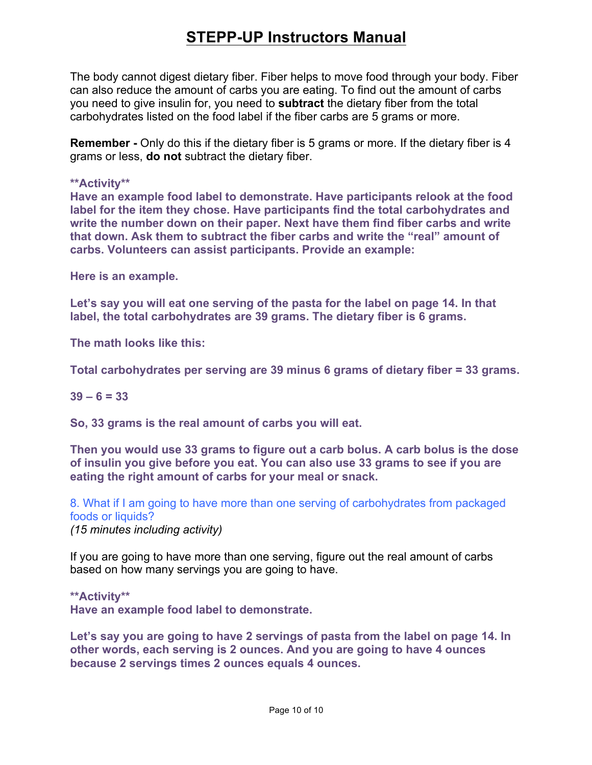The body cannot digest dietary fiber. Fiber helps to move food through your body. Fiber can also reduce the amount of carbs you are eating. To find out the amount of carbs you need to give insulin for, you need to **subtract** the dietary fiber from the total carbohydrates listed on the food label if the fiber carbs are 5 grams or more.

**Remember -** Only do this if the dietary fiber is 5 grams or more. If the dietary fiber is 4 grams or less, **do not** subtract the dietary fiber.

****Activity****

**Have an example food label to demonstrate. Have participants relook at the food label for the item they chose. Have participants find the total carbohydrates and write the number down on their paper. Next have them find fiber carbs and write that down. Ask them to subtract the fiber carbs and write the "real" amount of carbs. Volunteers can assist participants. Provide an example:**

**Here is an example.**

**Let's say you will eat one serving of the pasta for the label on page 14. In that label, the total carbohydrates are 39 grams. The dietary fiber is 6 grams.**

**The math looks like this:**

**Total carbohydrates per serving are 39 minus 6 grams of dietary fiber = 33 grams.**

**39 – 6 = 33**

**So, 33 grams is the real amount of carbs you will eat.**

**Then you would use 33 grams to figure out a carb bolus. A carb bolus is the dose of insulin you give before you eat. You can also use 33 grams to see if you are eating the right amount of carbs for your meal or snack.**

### 8. What if I am going to have more than one serving of carbohydrates from packaged foods or liquids?

*(15 minutes including activity)*

If you are going to have more than one serving, figure out the real amount of carbs based on how many servings you are going to have.

****Activity****

**Have an example food label to demonstrate.**

**Let's say you are going to have 2 servings of pasta from the label on page 14. In other words, each serving is 2 ounces. And you are going to have 4 ounces because 2 servings times 2 ounces equals 4 ounces.**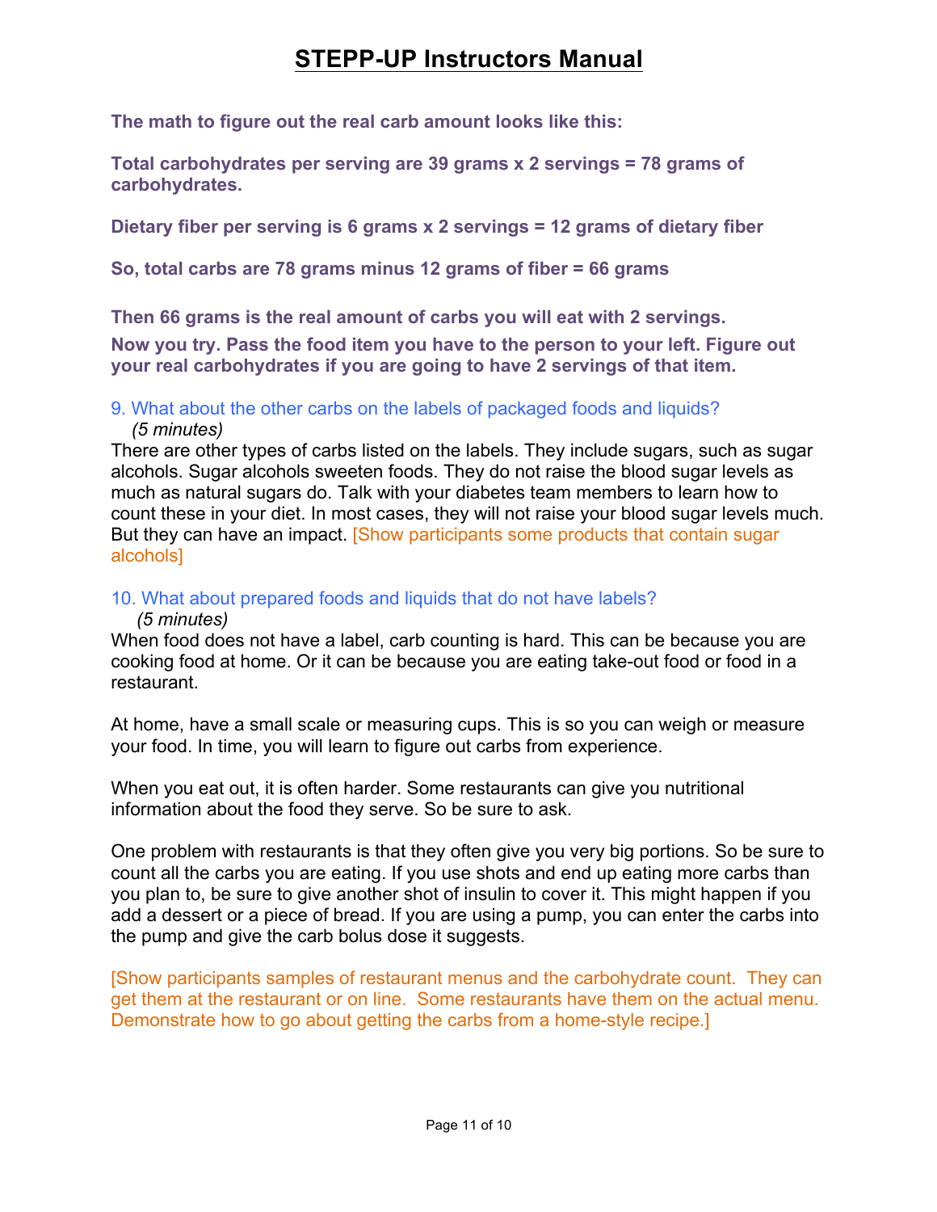**The math to figure out the real carb amount looks like this:**

**Total carbohydrates per serving are 39 grams x 2 servings = 78 grams of carbohydrates.**

**Dietary fiber per serving is 6 grams x 2 servings = 12 grams of dietary fiber**

**So, total carbs are 78 grams minus 12 grams of fiber = 66 grams**

**Then 66 grams is the real amount of carbs you will eat with 2 servings.**

**Now you try. Pass the food item you have to the person to your left. Figure out your real carbohydrates if you are going to have 2 servings of that item.**

### 9. What about the other carbs on the labels of packaged foods and liquids?

*(5 minutes)*

There are other types of carbs listed on the labels. They include sugars, such as sugar alcohols. Sugar alcohols sweeten foods. They do not raise the blood sugar levels as much as natural sugars do. Talk with your diabetes team members to learn how to count these in your diet. In most cases, they will not raise your blood sugar levels much. But they can have an impact. [Show participants some products that contain sugar alcohols]

### 10. What about prepared foods and liquids that do not have labels?

*(5 minutes)*

When food does not have a label, carb counting is hard. This can be because you are cooking food at home. Or it can be because you are eating take-out food or food in a restaurant.

At home, have a small scale or measuring cups. This is so you can weigh or measure your food. In time, you will learn to figure out carbs from experience.

When you eat out, it is often harder. Some restaurants can give you nutritional information about the food they serve. So be sure to ask.

One problem with restaurants is that they often give you very big portions. So be sure to count all the carbs you are eating. If you use shots and end up eating more carbs than you plan to, be sure to give another shot of insulin to cover it. This might happen if you add a dessert or a piece of bread. If you are using a pump, you can enter the carbs into the pump and give the carb bolus dose it suggests.

[Show participants samples of restaurant menus and the carbohydrate count. They can get them at the restaurant or on line. Some restaurants have them on the actual menu. Demonstrate how to go about getting the carbs from a home-style recipe.]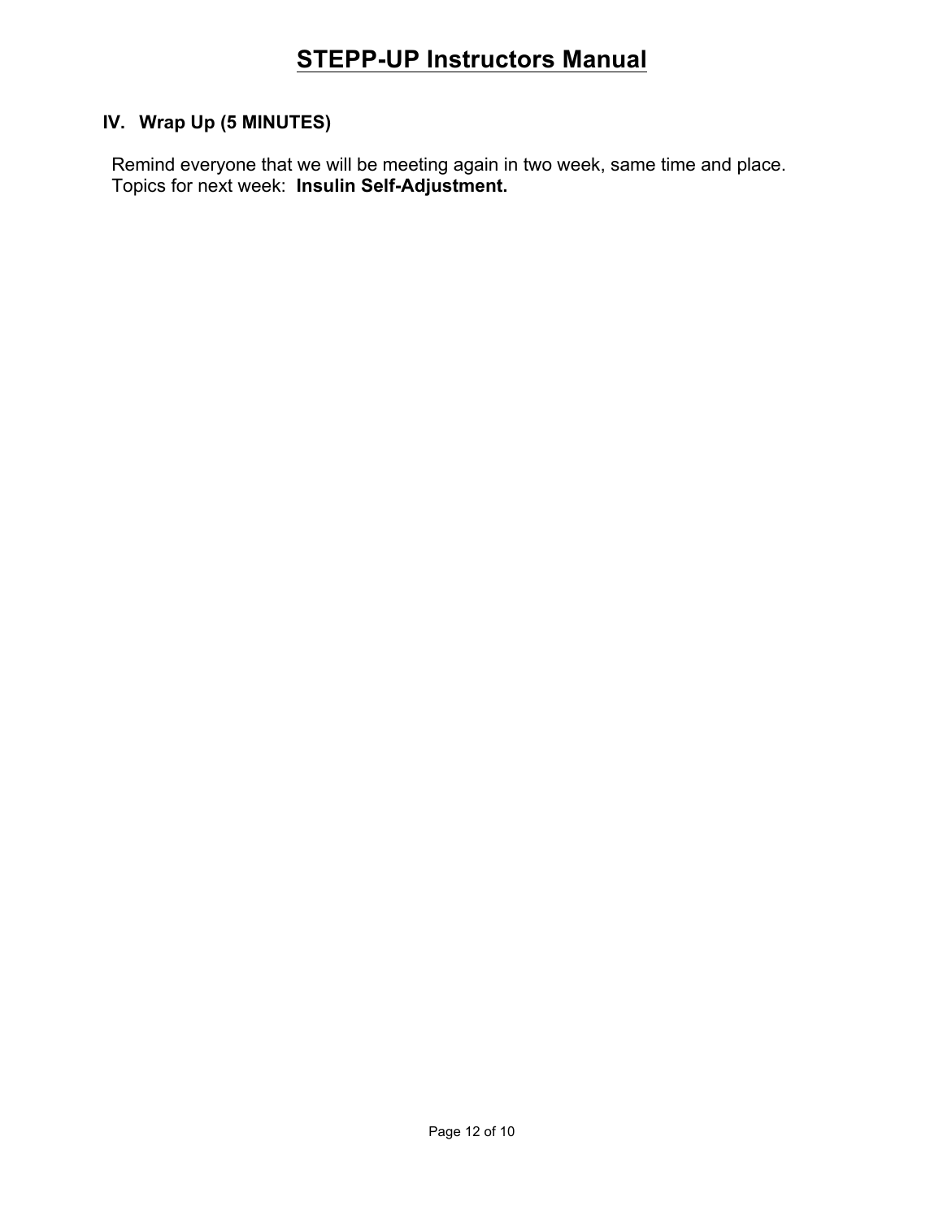## IV. Wrap Up (5 MINUTES)

Remind everyone that we will be meeting again in two week, same time and place. Topics for next week: **Insulin Self-Adjustment.**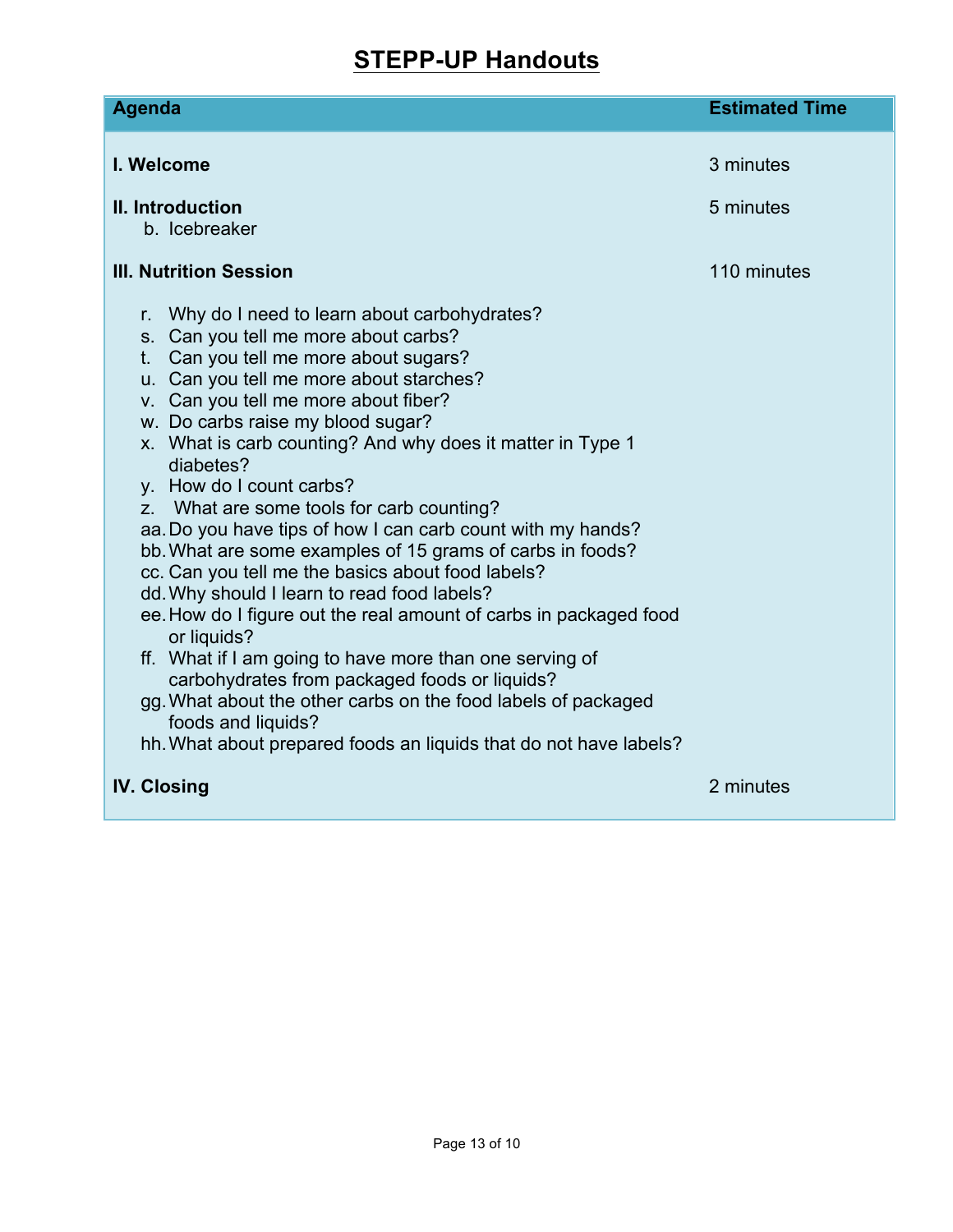# STEPP-UP Handouts

| Agenda | Estimated Time |
|---|---|
| **I. Welcome** | 3 minutes |
| **II. Introduction**<br>b. Icebreaker | 5 minutes |
| **III. Nutrition Session**<br>r. Why do I need to learn about carbohydrates?<br>s. Can you tell me more about carbs?<br>t. Can you tell me more about sugars?<br>u. Can you tell me more about starches?<br>v. Can you tell me more about fiber?<br>w. Do carbs raise my blood sugar?<br>x. What is carb counting? And why does it matter in Type 1 diabetes?<br>y. How do I count carbs?<br>z. What are some tools for carb counting?<br>aa. Do you have tips of how I can carb count with my hands?<br>bb. What are some examples of 15 grams of carbs in foods?<br>cc. Can you tell me the basics about food labels?<br>dd. Why should I learn to read food labels?<br>ee. How do I figure out the real amount of carbs in packaged food or liquids?<br>ff. What if I am going to have more than one serving of carbohydrates from packaged foods or liquids?<br>gg. What about the other carbs on the food labels of packaged foods and liquids?<br>hh. What about prepared foods an liquids that do not have labels? | 110 minutes |
| **IV. Closing** | 2 minutes |